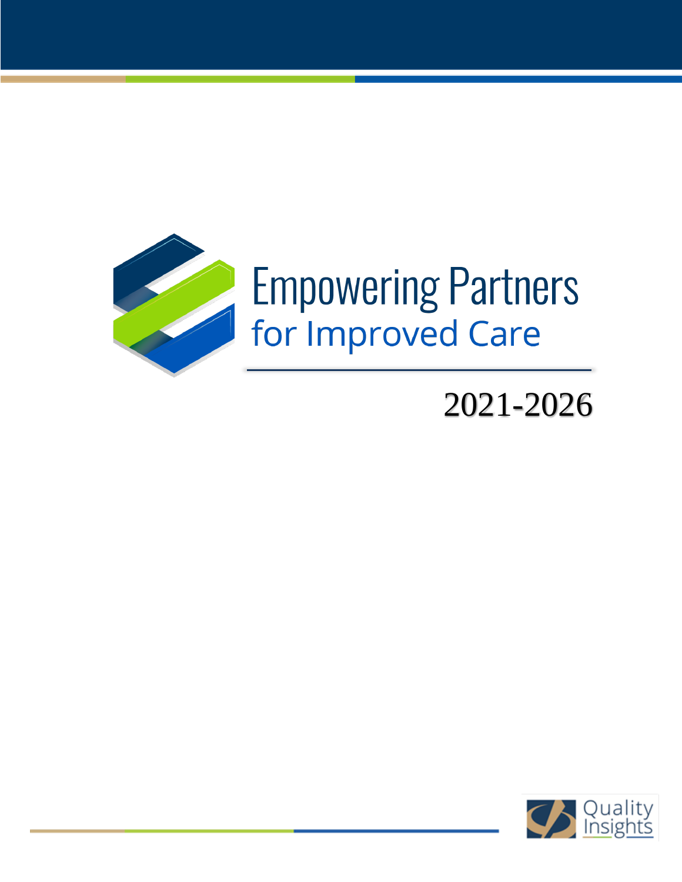# Empowering Partners

## for Improved Care

2021-2026

Quality Insights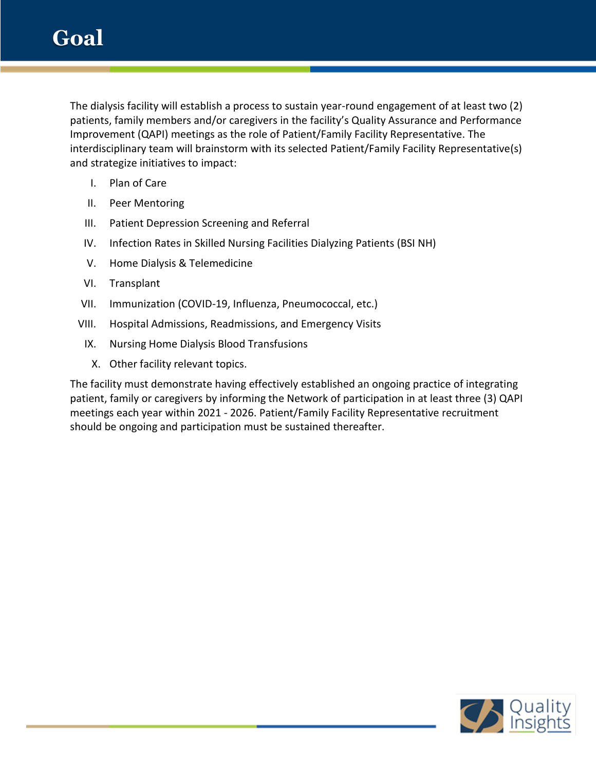# Goal

The dialysis facility will establish a process to sustain year-round engagement of at least two (2) patients, family members and/or caregivers in the facility's Quality Assurance and Performance Improvement (QAPI) meetings as the role of Patient/Family Facility Representative. The interdisciplinary team will brainstorm with its selected Patient/Family Facility Representative(s) and strategize initiatives to impact:

I. Plan of Care
II. Peer Mentoring
III. Patient Depression Screening and Referral
IV. Infection Rates in Skilled Nursing Facilities Dialyzing Patients (BSI NH)
V. Home Dialysis & Telemedicine
VI. Transplant
VII. Immunization (COVID-19, Influenza, Pneumococcal, etc.)
VIII. Hospital Admissions, Readmissions, and Emergency Visits
IX. Nursing Home Dialysis Blood Transfusions
X. Other facility relevant topics.

The facility must demonstrate having effectively established an ongoing practice of integrating patient, family or caregivers by informing the Network of participation in at least three (3) QAPI meetings each year within 2021 - 2026. Patient/Family Facility Representative recruitment should be ongoing and participation must be sustained thereafter.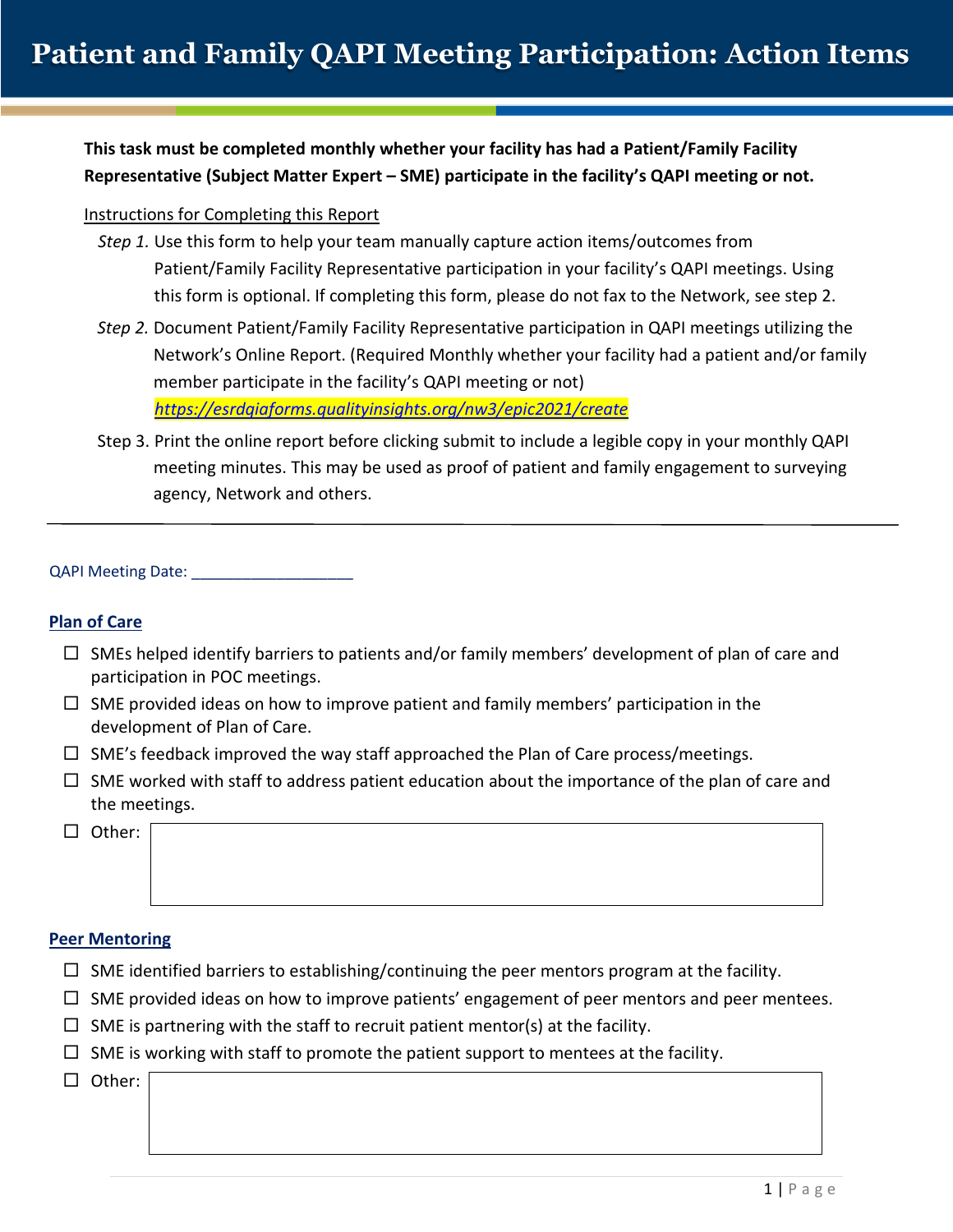# Patient and Family QAPI Meeting Participation: Action Items

**This task must be completed monthly whether your facility has had a Patient/Family Facility Representative (Subject Matter Expert – SME) participate in the facility's QAPI meeting or not.**

Instructions for Completing this Report

*Step 1.* Use this form to help your team manually capture action items/outcomes from Patient/Family Facility Representative participation in your facility's QAPI meetings. Using this form is optional. If completing this form, please do not fax to the Network, see step 2.

*Step 2.* Document Patient/Family Facility Representative participation in QAPI meetings utilizing the Network's Online Report. (Required Monthly whether your facility had a patient and/or family member participate in the facility's QAPI meeting or not) *https://esrdqiaforms.qualityinsights.org/nw3/epic2021/create*

Step 3. Print the online report before clicking submit to include a legible copy in your monthly QAPI meeting minutes. This may be used as proof of patient and family engagement to surveying agency, Network and others.

---

QAPI Meeting Date: ___________________

## Plan of Care

- ☐ SMEs helped identify barriers to patients and/or family members' development of plan of care and participation in POC meetings.
- ☐ SME provided ideas on how to improve patient and family members' participation in the development of Plan of Care.
- ☐ SME's feedback improved the way staff approached the Plan of Care process/meetings.
- ☐ SME worked with staff to address patient education about the importance of the plan of care and the meetings.
- ☐ Other:

## Peer Mentoring

- ☐ SME identified barriers to establishing/continuing the peer mentors program at the facility.
- ☐ SME provided ideas on how to improve patients' engagement of peer mentors and peer mentees.
- ☐ SME is partnering with the staff to recruit patient mentor(s) at the facility.
- ☐ SME is working with staff to promote the patient support to mentees at the facility.
- ☐ Other: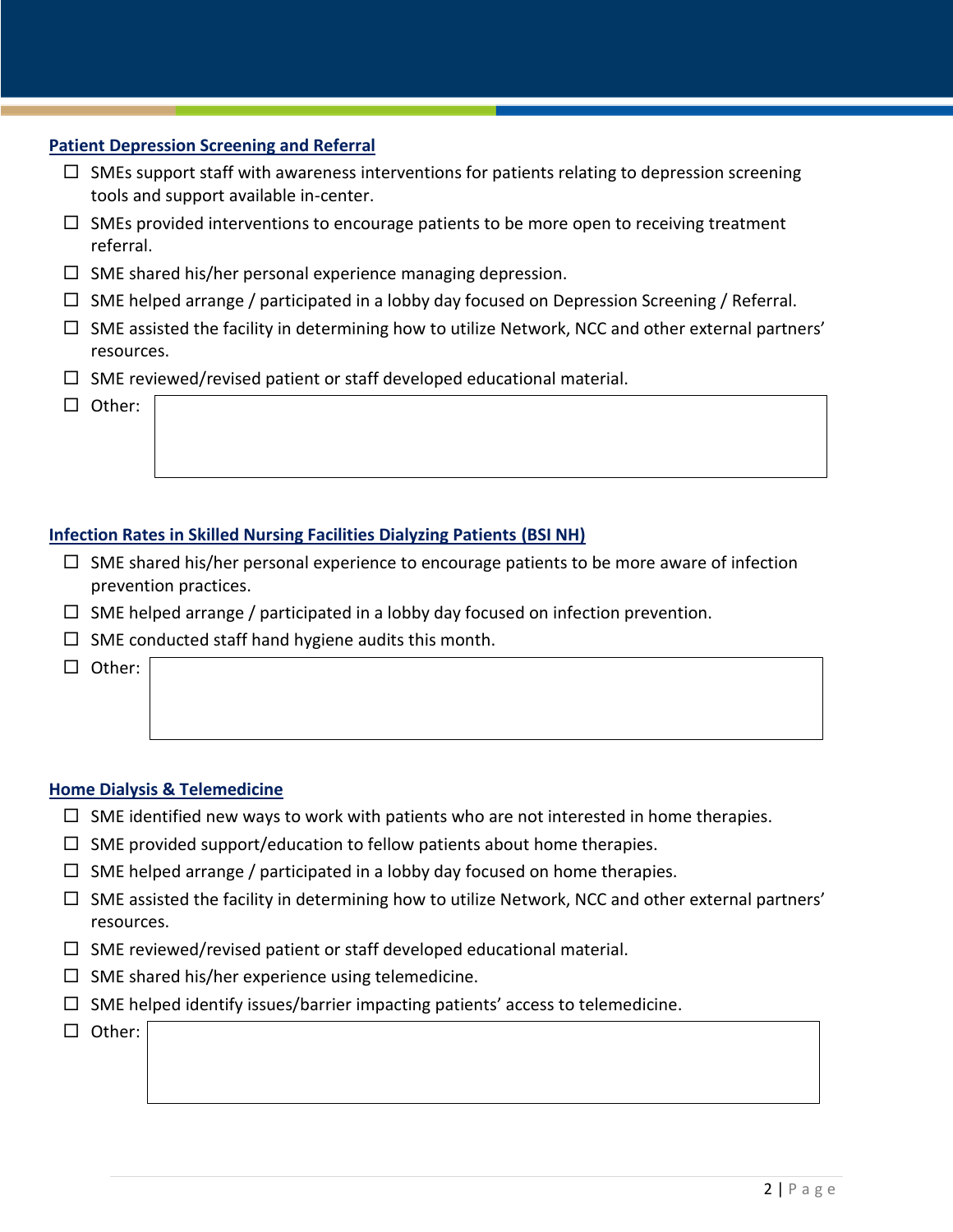## Patient Depression Screening and Referral

- ☐ SMEs support staff with awareness interventions for patients relating to depression screening tools and support available in-center.
- ☐ SMEs provided interventions to encourage patients to be more open to receiving treatment referral.
- ☐ SME shared his/her personal experience managing depression.
- ☐ SME helped arrange / participated in a lobby day focused on Depression Screening / Referral.
- ☐ SME assisted the facility in determining how to utilize Network, NCC and other external partners' resources.
- ☐ SME reviewed/revised patient or staff developed educational material.
- ☐ Other:

## Infection Rates in Skilled Nursing Facilities Dialyzing Patients (BSI NH)

- ☐ SME shared his/her personal experience to encourage patients to be more aware of infection prevention practices.
- ☐ SME helped arrange / participated in a lobby day focused on infection prevention.
- ☐ SME conducted staff hand hygiene audits this month.
- ☐ Other:

## Home Dialysis & Telemedicine

- ☐ SME identified new ways to work with patients who are not interested in home therapies.
- ☐ SME provided support/education to fellow patients about home therapies.
- ☐ SME helped arrange / participated in a lobby day focused on home therapies.
- ☐ SME assisted the facility in determining how to utilize Network, NCC and other external partners' resources.
- ☐ SME reviewed/revised patient or staff developed educational material.
- ☐ SME shared his/her experience using telemedicine.
- ☐ SME helped identify issues/barrier impacting patients' access to telemedicine.
- ☐ Other: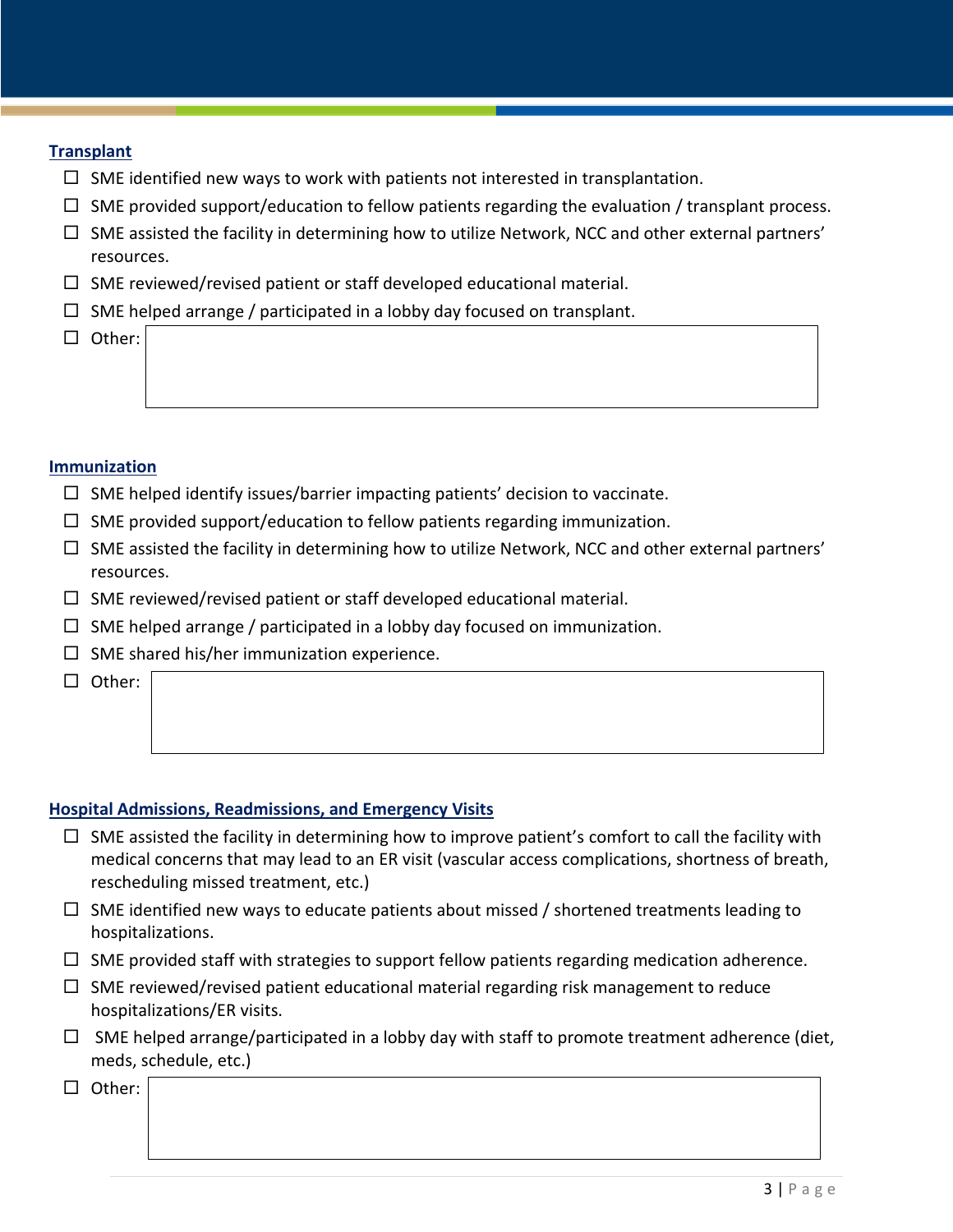## Transplant

- ☐ SME identified new ways to work with patients not interested in transplantation.
- ☐ SME provided support/education to fellow patients regarding the evaluation / transplant process.
- ☐ SME assisted the facility in determining how to utilize Network, NCC and other external partners' resources.
- ☐ SME reviewed/revised patient or staff developed educational material.
- ☐ SME helped arrange / participated in a lobby day focused on transplant.
- ☐ Other:

## Immunization

- ☐ SME helped identify issues/barrier impacting patients' decision to vaccinate.
- ☐ SME provided support/education to fellow patients regarding immunization.
- ☐ SME assisted the facility in determining how to utilize Network, NCC and other external partners' resources.
- ☐ SME reviewed/revised patient or staff developed educational material.
- ☐ SME helped arrange / participated in a lobby day focused on immunization.
- ☐ SME shared his/her immunization experience.
- ☐ Other:

## Hospital Admissions, Readmissions, and Emergency Visits

- ☐ SME assisted the facility in determining how to improve patient's comfort to call the facility with medical concerns that may lead to an ER visit (vascular access complications, shortness of breath, rescheduling missed treatment, etc.)
- ☐ SME identified new ways to educate patients about missed / shortened treatments leading to hospitalizations.
- ☐ SME provided staff with strategies to support fellow patients regarding medication adherence.
- ☐ SME reviewed/revised patient educational material regarding risk management to reduce hospitalizations/ER visits.
- ☐ SME helped arrange/participated in a lobby day with staff to promote treatment adherence (diet, meds, schedule, etc.)
- ☐ Other: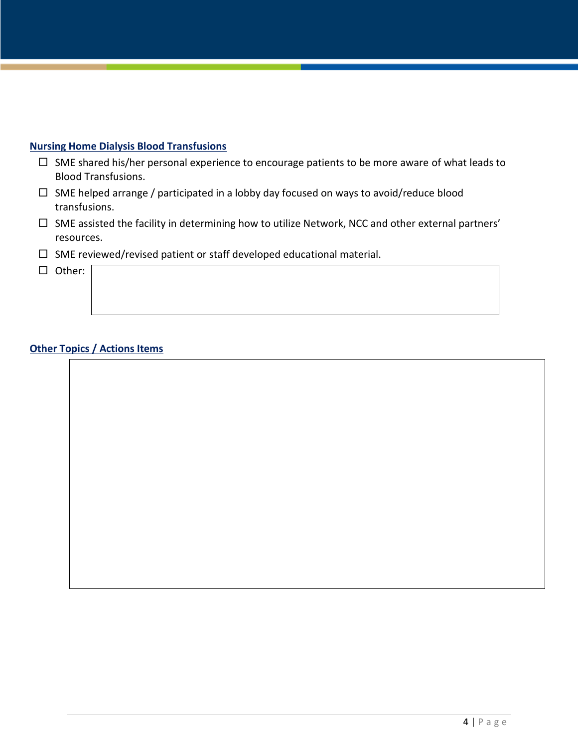**Nursing Home Dialysis Blood Transfusions**

- ☐ SME shared his/her personal experience to encourage patients to be more aware of what leads to Blood Transfusions.
- ☐ SME helped arrange / participated in a lobby day focused on ways to avoid/reduce blood transfusions.
- ☐ SME assisted the facility in determining how to utilize Network, NCC and other external partners' resources.
- ☐ SME reviewed/revised patient or staff developed educational material.
- ☐ Other:

**Other Topics / Actions Items**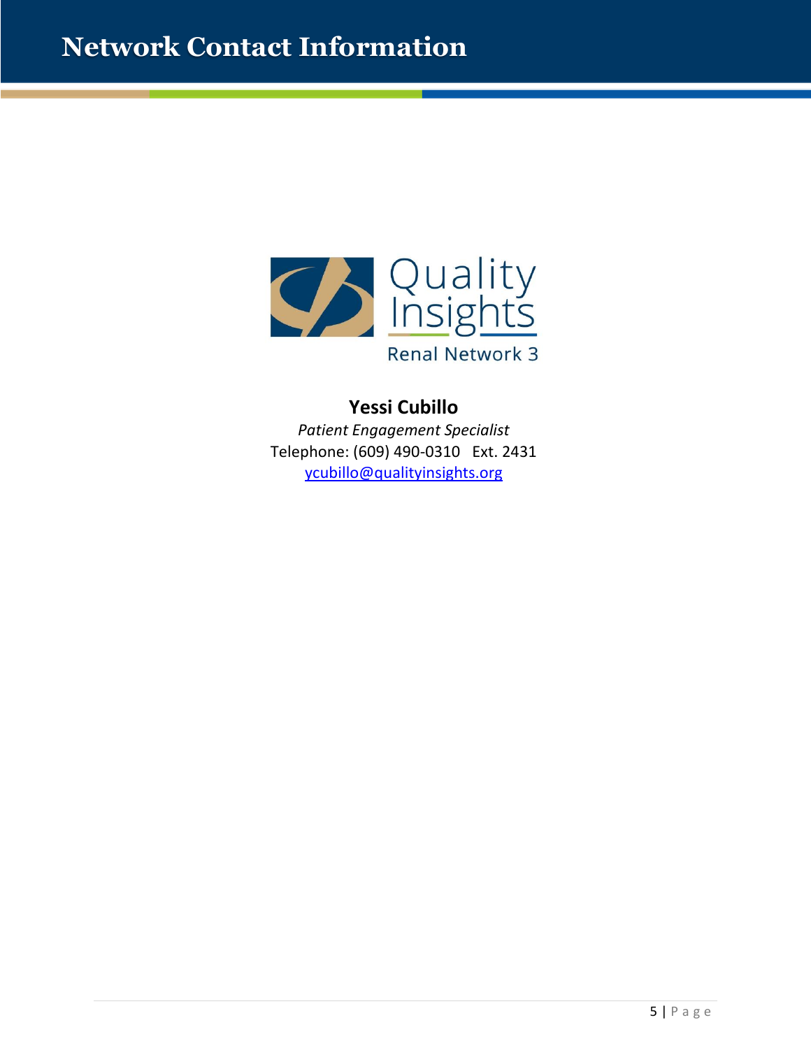# Network Contact Information

Quality Insights
Renal Network 3

**Yessi Cubillo**

*Patient Engagement Specialist*

Telephone: (609) 490-0310 Ext. 2431

ycubillo@qualityinsights.org